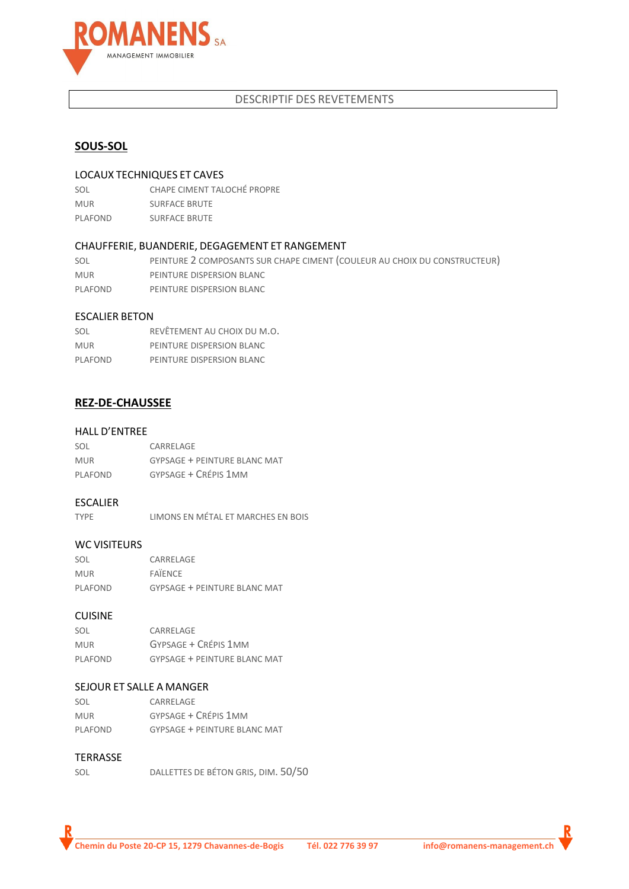# ROMANENS SA

MANAGEMENT IMMOBILIER

## DESCRIPTIF DES REVETEMENTS

## SOUS-SOL

### LOCAUX TECHNIQUES ET CAVES

| | |
|---|---|
| SOL | CHAPE CIMENT TALOCHÉ PROPRE |
| MUR | SURFACE BRUTE |
| PLAFOND | SURFACE BRUTE |

### CHAUFFERIE, BUANDERIE, DEGAGEMENT ET RANGEMENT

| | |
|---|---|
| SOL | PEINTURE 2 COMPOSANTS SUR CHAPE CIMENT (COULEUR AU CHOIX DU CONSTRUCTEUR) |
| MUR | PEINTURE DISPERSION BLANC |
| PLAFOND | PEINTURE DISPERSION BLANC |

### ESCALIER BETON

| | |
|---|---|
| SOL | REVÊTEMENT AU CHOIX DU M.O. |
| MUR | PEINTURE DISPERSION BLANC |
| PLAFOND | PEINTURE DISPERSION BLANC |

## REZ-DE-CHAUSSEE

### HALL D'ENTREE

| | |
|---|---|
| SOL | CARRELAGE |
| MUR | GYPSAGE + PEINTURE BLANC MAT |
| PLAFOND | GYPSAGE + CRÉPIS 1MM |

### ESCALIER

| | |
|---|---|
| TYPE | LIMONS EN MÉTAL ET MARCHES EN BOIS |

### WC VISITEURS

| | |
|---|---|
| SOL | CARRELAGE |
| MUR | FAÏENCE |
| PLAFOND | GYPSAGE + PEINTURE BLANC MAT |

### CUISINE

| | |
|---|---|
| SOL | CARRELAGE |
| MUR | GYPSAGE + CRÉPIS 1MM |
| PLAFOND | GYPSAGE + PEINTURE BLANC MAT |

### SEJOUR ET SALLE A MANGER

| | |
|---|---|
| SOL | CARRELAGE |
| MUR | GYPSAGE + CRÉPIS 1MM |
| PLAFOND | GYPSAGE + PEINTURE BLANC MAT |

### TERRASSE

| | |
|---|---|
| SOL | DALLETTES DE BÉTON GRIS, DIM. 50/50 |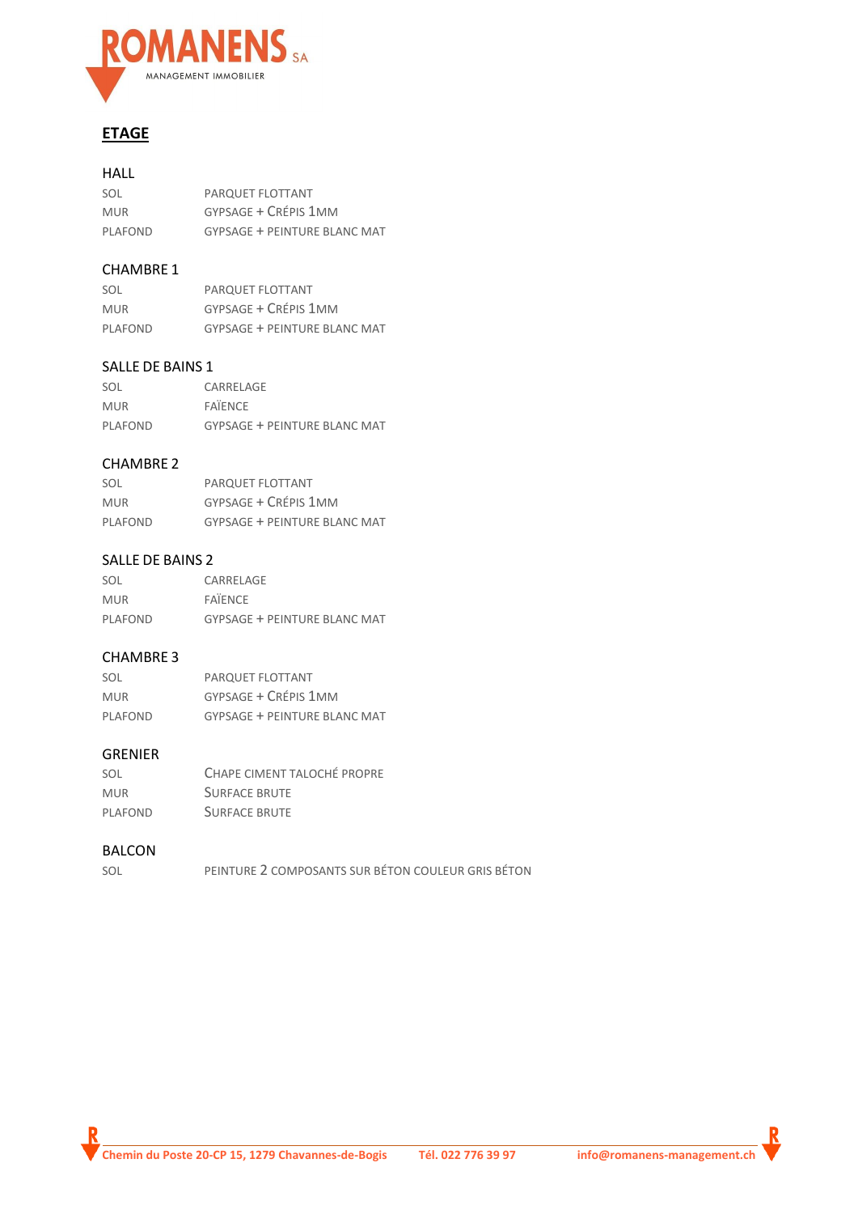## ETAGE

### HALL

| | |
|---|---|
| SOL | PARQUET FLOTTANT |
| MUR | GYPSAGE + CRÉPIS 1MM |
| PLAFOND | GYPSAGE + PEINTURE BLANC MAT |

### CHAMBRE 1

| | |
|---|---|
| SOL | PARQUET FLOTTANT |
| MUR | GYPSAGE + CRÉPIS 1MM |
| PLAFOND | GYPSAGE + PEINTURE BLANC MAT |

### SALLE DE BAINS 1

| | |
|---|---|
| SOL | CARRELAGE |
| MUR | FAÏENCE |
| PLAFOND | GYPSAGE + PEINTURE BLANC MAT |

### CHAMBRE 2

| | |
|---|---|
| SOL | PARQUET FLOTTANT |
| MUR | GYPSAGE + CRÉPIS 1MM |
| PLAFOND | GYPSAGE + PEINTURE BLANC MAT |

### SALLE DE BAINS 2

| | |
|---|---|
| SOL | CARRELAGE |
| MUR | FAÏENCE |
| PLAFOND | GYPSAGE + PEINTURE BLANC MAT |

### CHAMBRE 3

| | |
|---|---|
| SOL | PARQUET FLOTTANT |
| MUR | GYPSAGE + CRÉPIS 1MM |
| PLAFOND | GYPSAGE + PEINTURE BLANC MAT |

### GRENIER

| | |
|---|---|
| SOL | CHAPE CIMENT TALOCHÉ PROPRE |
| MUR | SURFACE BRUTE |
| PLAFOND | SURFACE BRUTE |

### BALCON

| | |
|---|---|
| SOL | PEINTURE 2 COMPOSANTS SUR BÉTON COULEUR GRIS BÉTON |